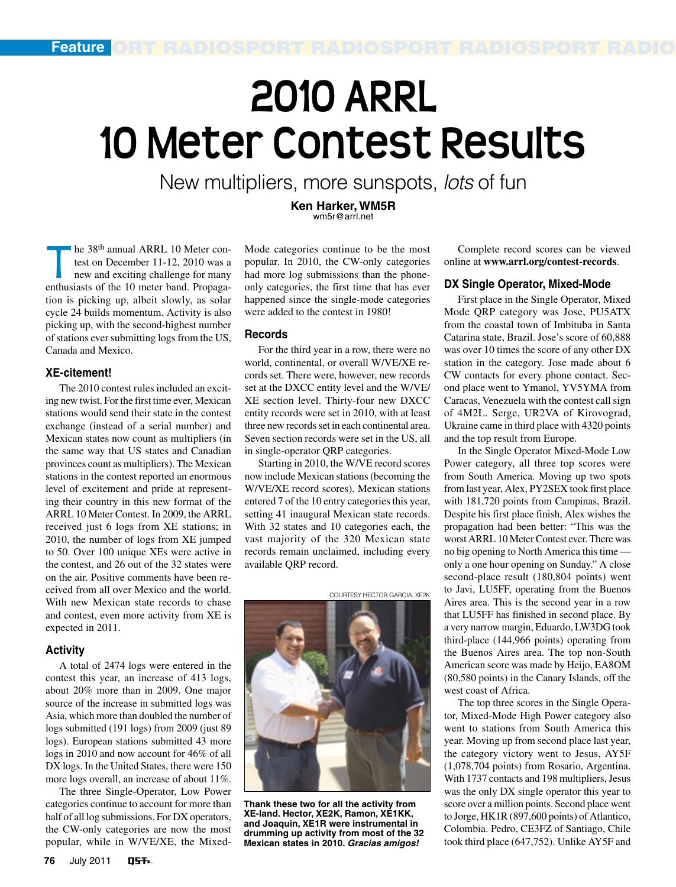# 2010 ARRL 10 Meter Contest Results

## New multipliers, more sunspots, *lots* of fun

**Ken Harker, WM5R**
wm5r@arrl.net

The 38th annual ARRL 10 Meter contest on December 11-12, 2010 was a new and exciting challenge for many enthusiasts of the 10 meter band. Propagation is picking up, albeit slowly, as solar cycle 24 builds momentum. Activity is also picking up, with the second-highest number of stations ever submitting logs from the US, Canada and Mexico.

### XE-citement!

The 2010 contest rules included an exciting new twist. For the first time ever, Mexican stations would send their state in the contest exchange (instead of a serial number) and Mexican states now count as multipliers (in the same way that US states and Canadian provinces count as multipliers). The Mexican stations in the contest reported an enormous level of excitement and pride at representing their country in this new format of the ARRL 10 Meter Contest. In 2009, the ARRL received just 6 logs from XE stations; in 2010, the number of logs from XE jumped to 50. Over 100 unique XEs were active in the contest, and 26 out of the 32 states were on the air. Positive comments have been received from all over Mexico and the world. With new Mexican state records to chase and contest, even more activity from XE is expected in 2011.

### Activity

A total of 2474 logs were entered in the contest this year, an increase of 413 logs, about 20% more than in 2009. One major source of the increase in submitted logs was Asia, which more than doubled the number of logs submitted (191 logs) from 2009 (just 89 logs). European stations submitted 43 more logs in 2010 and now account for 46% of all DX logs. In the United States, there were 150 more logs overall, an increase of about 11%.

The three Single-Operator, Low Power categories continue to account for more than half of all log submissions. For DX operators, the CW-only categories are now the most popular, while in W/VE/XE, the Mixed-Mode categories continue to be the most popular. In 2010, the CW-only categories had more log submissions than the phone-only categories, the first time that has ever happened since the single-mode categories were added to the contest in 1980!

### Records

For the third year in a row, there were no world, continental, or overall W/VE/XE records set. There were, however, new records set at the DXCC entity level and the W/VE/XE section level. Thirty-four new DXCC entity records were set in 2010, with at least three new records set in each continental area. Seven section records were set in the US, all in single-operator QRP categories.

Starting in 2010, the W/VE record scores now include Mexican stations (becoming the W/VE/XE record scores). Mexican stations entered 7 of the 10 entry categories this year, setting 41 inaugural Mexican state records. With 32 states and 10 categories each, the vast majority of the 320 Mexican state records remain unclaimed, including every available QRP record.

COURTESY HECTOR GARCIA, XE2K

**Thank these two for all the activity from XE-land. Hector, XE2K, Ramon, XE1KK, and Joaquin, XE1R were instrumental in drumming up activity from most of the 32 Mexican states in 2010. *Gracias amigos!***

Complete record scores can be viewed online at **www.arrl.org/contest-records**.

### DX Single Operator, Mixed-Mode

First place in the Single Operator, Mixed Mode QRP category was Jose, PU5ATX from the coastal town of Imbituba in Santa Catarina state, Brazil. Jose's score of 60,888 was over 10 times the score of any other DX station in the category. Jose made about 6 CW contacts for every phone contact. Second place went to Ymanol, YV5YMA from Caracas, Venezuela with the contest call sign of 4M2L. Serge, UR2VA of Kirovograd, Ukraine came in third place with 4320 points and the top result from Europe.

In the Single Operator Mixed-Mode Low Power category, all three top scores were from South America. Moving up two spots from last year, Alex, PY2SEX took first place with 181,720 points from Campinas, Brazil. Despite his first place finish, Alex wishes the propagation had been better: "This was the worst ARRL 10 Meter Contest ever. There was no big opening to North America this time — only a one hour opening on Sunday." A close second-place result (180,804 points) went to Javi, LU5FF, operating from the Buenos Aires area. This is the second year in a row that LU5FF has finished in second place. By a very narrow margin, Eduardo, LW3DG took third-place (144,966 points) operating from the Buenos Aires area. The top non-South American score was made by Heijo, EA8OM (80,580 points) in the Canary Islands, off the west coast of Africa.

The top three scores in the Single Operator, Mixed-Mode High Power category also went to stations from South America this year. Moving up from second place last year, the category victory went to Jesus, AY5F (1,078,704 points) from Rosario, Argentina. With 1737 contacts and 198 multipliers, Jesus was the only DX single operator this year to score over a million points. Second place went to Jorge, HK1R (897,600 points) of Atlantico, Colombia. Pedro, CE3FZ of Santiago, Chile took third place (647,752). Unlike AY5F and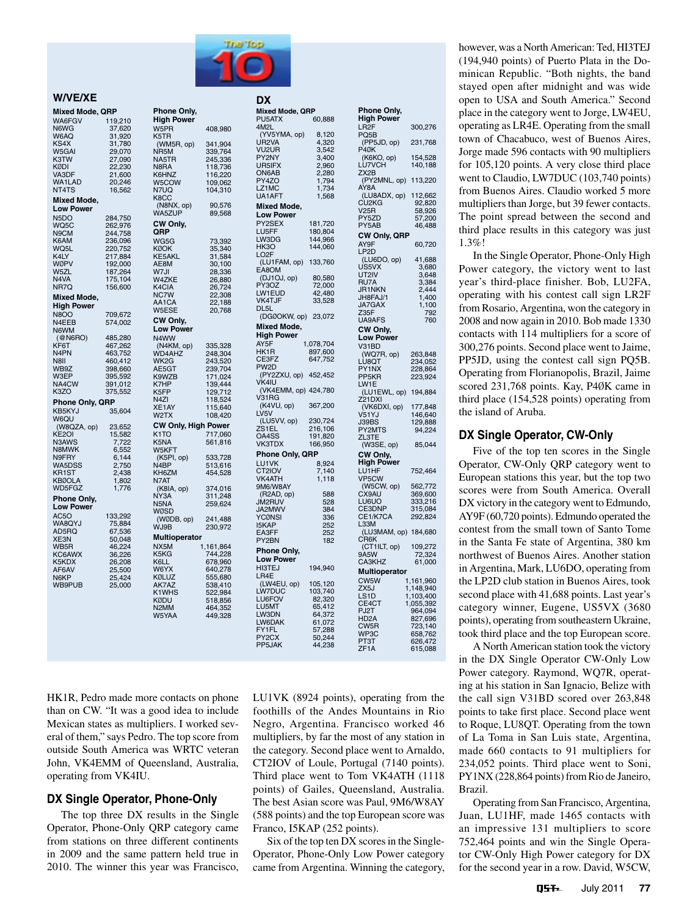## The Top 10

### W/VE/XE

**Mixed Mode, QRP**

| | |
|---|---|
| WA6FGV | 119,210 |
| N6WG | 37,620 |
| W6AQ | 31,920 |
| KS4X | 31,780 |
| W5GAI | 29,070 |
| K3TW | 27,090 |
| KØDI | 22,230 |
| VA3DF | 21,600 |
| WA1LAD | 20,246 |
| NT4TS | 16,562 |

**Mixed Mode, Low Power**

| | |
|---|---|
| N5DO | 284,750 |
| WQ5C | 262,976 |
| N9CM | 244,758 |
| K6AM | 236,096 |
| WQ5L | 220,752 |
| K4LY | 217,884 |
| WØPV | 192,000 |
| W5ZL | 187,264 |
| N4VA | 175,104 |
| NR7Q | 156,600 |

**Mixed Mode, High Power**

| | |
|---|---|
| N8OO | 709,672 |
| N4EEB | 574,002 |
| N6WM (@N6RO) | 485,280 |
| KF6T | 467,262 |
| N4PN | 463,752 |
| N8II | 460,412 |
| WB9Z | 398,660 |
| W3EP | 395,592 |
| NA4CW | 391,012 |
| K3ZO | 375,552 |

**Phone Only, QRP**

| | |
|---|---|
| KB5KYJ | 35,604 |
| W6QU (W8QZA, op) | 23,652 |
| KE2OI | 15,582 |
| N3AWS | 7,722 |
| N8MWK | 6,552 |
| N9FRY | 6,144 |
| WA5DSS | 2,750 |
| KR1ST | 2,438 |
| KBØOLA | 1,802 |
| WD5FGZ | 1,776 |

**Phone Only, Low Power**

| | |
|---|---|
| AC5O | 133,292 |
| WA8QYJ | 75,884 |
| AD5RQ | 67,536 |
| XE3N | 50,048 |
| WB5R | 46,224 |
| KC6AWX | 36,226 |
| K5KDX | 26,208 |
| AF6AV | 25,500 |
| N6KP | 25,424 |
| WB9PUB | 25,000 |

**Phone Only, High Power**

| | |
|---|---|
| W5PR | 408,980 |
| K5TR (WM5R, op) | 341,904 |
| NR5M | 339,764 |
| NA5TR | 245,336 |
| N8RA | 118,736 |
| K6HNZ | 116,220 |
| W5COW | 109,062 |
| N7UQ | 104,310 |
| K8CC (N8NX, op) | 90,576 |
| WA5ZUP | 89,568 |

**CW Only, QRP**

| | |
|---|---|
| WG5G | 73,392 |
| KØOK | 35,340 |
| KE5AKL | 31,584 |
| AE8M | 30,100 |
| W7JI | 28,336 |
| W4ZKE | 26,880 |
| K4CIA | 26,724 |
| NC7W | 22,308 |
| AA1CA | 22,188 |
| W5ESE | 20,768 |

**CW Only, Low Power**

| | |
|---|---|
| N4WW (N4KM, op) | 335,328 |
| WD4AHZ | 248,304 |
| WK2G | 243,520 |
| AE5GT | 239,704 |
| K9WZB | 171,024 |
| K7HP | 139,444 |
| K5FP | 129,712 |
| N4ZI | 118,524 |
| XE1AY | 115,640 |
| W2TX | 108,420 |

**CW Only, High Power**

| | |
|---|---|
| K1TO | 717,060 |
| K5NA | 561,816 |
| W5KFT (K5PI, op) | 533,728 |
| N4BP | 513,616 |
| KH6ZM | 454,528 |
| N7AT (K8IA, op) | 374,016 |
| NY3A | 311,248 |
| N5NA | 259,624 |
| WØSD (WØDB, op) | 241,488 |
| WJ9B | 230,972 |

**Multioperator**

| | |
|---|---|
| NX5M | 1,161,864 |
| K5KG | 744,228 |
| K6LL | 678,960 |
| W6YX | 640,278 |
| KØLUZ | 555,680 |
| AK7AZ | 538,410 |
| K1WHS | 522,984 |
| KØDU | 518,856 |
| N2MM | 464,352 |
| W5YAA | 449,328 |

### DX

**Mixed Mode, QRP**

| | |
|---|---|
| PU5ATX | 60,888 |
| 4M2L (YV5YMA, op) | 8,120 |
| UR2VA | 4,320 |
| VU2UR | 3,542 |
| PY2NY | 3,400 |
| UR5IFX | 2,960 |
| ON6AB | 2,280 |
| PY4ZO | 1,794 |
| LZ1MC | 1,734 |
| UA1AFT | 1,568 |

**Mixed Mode, Low Power**

| | |
|---|---|
| PY2SEX | 181,720 |
| LU5FF | 180,804 |
| LW3DG | 144,966 |
| HK3O | 144,060 |
| LO2F (LU1FAM, op) | 133,760 |
| EA8OM (DJ1OJ, op) | 80,580 |
| PY3OZ | 72,000 |
| LW1EUD | 42,480 |
| VK4TJF | 33,528 |
| DL5L (DGØOKW, op) | 23,072 |

**Mixed Mode, High Power**

| | |
|---|---|
| AY5F | 1,078,704 |
| HK1R | 897,600 |
| CE3FZ | 647,752 |
| PW2D (PY2ZXU, op) | 452,452 |
| VK4IU (VK4EMM, op) | 424,780 |
| V31RG (K4VU, op) | 367,200 |
| LV5V (LU5VV, op) | 230,724 |
| ZS1EL | 216,106 |
| OA4SS | 191,820 |
| VK3TDX | 166,950 |

**Phone Only, QRP**

| | |
|---|---|
| LU1VK | 8,924 |
| CT2IOV | 7,140 |
| VK4ATH | 1,118 |
| 9M6/W8AY (R2AD, op) | 588 |
| JM2RUV | 528 |
| JA2MWV | 384 |
| YCØNSI | 336 |
| I5KAP | 252 |
| EA3FF | 252 |
| PY2BN | 182 |

**Phone Only, Low Power**

| | |
|---|---|
| HI3TEJ | 194,940 |
| LR4E (LW4EU, op) | 105,120 |
| LW7DUC | 103,740 |
| LU6FOV | 82,320 |
| LU5MT | 65,412 |
| LW3DN | 64,372 |
| LW6DAK | 61,072 |
| FY1FL | 57,288 |
| PY2CX | 50,244 |
| PP5JAK | 44,238 |

**Phone Only, High Power**

| | |
|---|---|
| LR2F | 300,276 |
| PQ5B (PP5JD, op) | 231,768 |
| P4ØK (K6KO, op) | 154,528 |
| LU7VCH | 140,188 |
| ZX2B (PY2MNL, op) | 113,220 |
| AY8A (LU8ADX, op) | 112,662 |
| CU2KG | 92,820 |
| V25R | 58,926 |
| PY5ZD | 57,200 |
| PY5AB | 46,488 |

**CW Only, QRP**

| | |
|---|---|
| AY9F | 60,720 |
| LP2D (LU6DO, op) | 41,688 |
| US5VX | 3,680 |
| UT2IV | 3,648 |
| RU7A | 3,384 |
| JR1NKN | 2,444 |
| JH8FAJ/1 | 1,400 |
| JA7GAX | 1,100 |
| Z35F | 792 |
| UA9AFS | 760 |

**CW Only, Low Power**

| | |
|---|---|
| V31BD (WQ7R, op) | 263,848 |
| LU8QT | 234,052 |
| PY1NX | 228,864 |
| PP5KR | 223,924 |
| LW1E (LU1EWL, op) | 194,884 |
| Z21DXI (VK6DXI, op) | 177,848 |
| V51YJ | 146,640 |
| J39BS | 129,888 |
| PY2MTS | 94,224 |
| ZL3TE (W3SE, op) | 85,044 |

**CW Only, High Power**

| | |
|---|---|
| LU1HF | 752,464 |
| VP5CW (W5CW, op) | 562,772 |
| CX9AU | 369,600 |
| LU6UO | 333,216 |
| CE3DNP | 315,084 |
| CE1/K7CA | 292,824 |
| L33M (LU3MAM, op) | 184,680 |
| CR6K (CT1ILT, op) | 109,272 |
| 9A5W | 72,324 |
| CA3KHZ | 61,000 |

**Multioperator**

| | |
|---|---|
| CW5W | 1,161,960 |
| ZX5J | 1,148,940 |
| LS1D | 1,103,400 |
| CE4CT | 1,055,392 |
| PJ2T | 964,094 |
| HD2A | 827,696 |
| CW5R | 723,140 |
| WP3C | 658,762 |
| PT3T | 626,472 |
| ZF1A | 615,088 |

HK1R, Pedro made more contacts on phone than on CW. "It was a good idea to include Mexican states as multipliers. I worked several of them," says Pedro. The top score from outside South America was WRTC veteran John, VK4EMM of Queensland, Australia, operating from VK4IU.

### DX Single Operator, Phone-Only

The top three DX results in the Single Operator, Phone-Only QRP category came from stations on three different continents in 2009 and the same pattern held true in 2010. The winner this year was Francisco, LU1VK (8924 points), operating from the foothills of the Andes Mountains in Rio Negro, Argentina. Francisco worked 46 multipliers, by far the most of any station in the category. Second place went to Arnaldo, CT2IOV of Loule, Portugal (7140 points). Third place went to Tom VK4ATH (1118 points) of Gailes, Queensland, Australia. The best Asian score was Paul, 9M6/W8AY (588 points) and the top European score was Franco, I5KAP (252 points).

Six of the top ten DX scores in the Single-Operator, Phone-Only Low Power category came from Argentina. Winning the category, however, was a North American: Ted, HI3TEJ (194,940 points) of Puerto Plata in the Dominican Republic. "Both nights, the band stayed open after midnight and was wide open to USA and South America." Second place in the category went to Jorge, LW4EU, operating as LR4E. Operating from the small town of Chacabuco, west of Buenos Aires, Jorge made 596 contacts with 90 multipliers for 105,120 points. A very close third place went to Claudio, LW7DUC (103,740 points) from Buenos Aires. Claudio worked 5 more multipliers than Jorge, but 39 fewer contacts. The point spread between the second and third place results in this category was just 1.3%!

In the Single Operator, Phone-Only High Power category, the victory went to last year's third-place finisher. Bob, LU2FA, operating with his contest call sign LR2F from Rosario, Argentina, won the category in 2008 and now again in 2010. Bob made 1330 contacts with 114 multipliers for a score of 300,276 points. Second place went to Jaime, PP5JD, using the contest call sign PQ5B. Operating from Florianopolis, Brazil, Jaime scored 231,768 points. Kay, P4ØK came in third place (154,528 points) operating from the island of Aruba.

### DX Single Operator, CW-Only

Five of the top ten scores in the Single Operator, CW-Only QRP category went to European stations this year, but the top two scores were from South America. Overall DX victory in the category went to Edmundo, AY9F (60,720 points). Edmundo operated the contest from the small town of Santo Tome in the Santa Fe state of Argentina, 380 km northwest of Buenos Aires. Another station in Argentina, Mark, LU6DO, operating from the LP2D club station in Buenos Aires, took second place with 41,688 points. Last year's category winner, Eugene, US5VX (3680 points), operating from southeastern Ukraine, took third place and the top European score.

A North American station took the victory in the DX Single Operator CW-Only Low Power category. Raymond, WQ7R, operating at his station in San Ignacio, Belize with the call sign V31BD scored over 263,848 points to take first place. Second place went to Roque, LU8QT. Operating from the town of La Toma in San Luis state, Argentina, made 660 contacts to 91 multipliers for 234,052 points. Third place went to Soni, PY1NX (228,864 points) from Rio de Janeiro, Brazil.

Operating from San Francisco, Argentina, Juan, LU1HF, made 1465 contacts with an impressive 131 multipliers to score 752,464 points and win the Single Operator CW-Only High Power category for DX for the second year in a row. David, W5CW,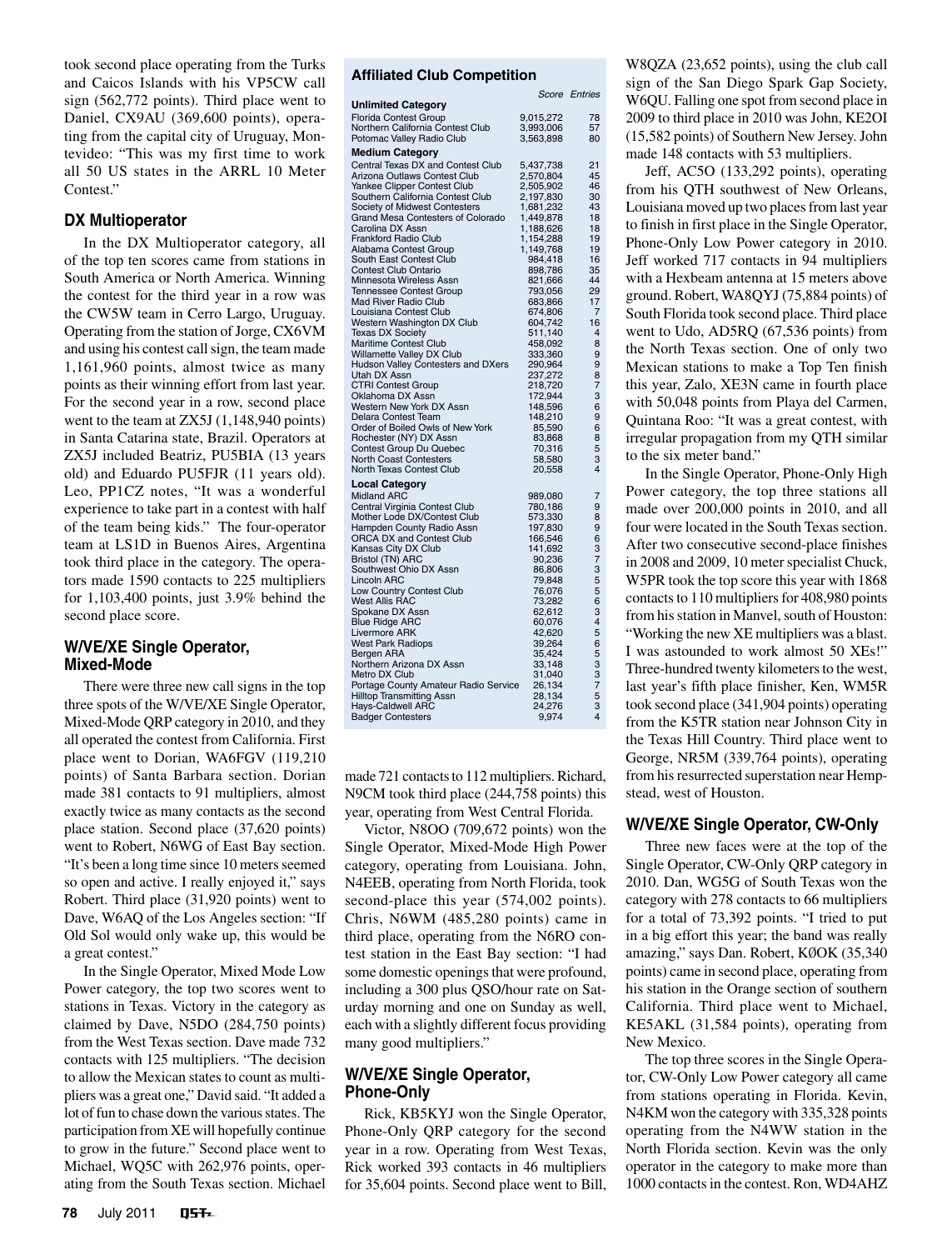took second place operating from the Turks and Caicos Islands with his VP5CW call sign (562,772 points). Third place went to Daniel, CX9AU (369,600 points), operating from the capital city of Uruguay, Montevideo: "This was my first time to work all 50 US states in the ARRL 10 Meter Contest."

### DX Multioperator

In the DX Multioperator category, all of the top ten scores came from stations in South America or North America. Winning the contest for the third year in a row was the CW5W team in Cerro Largo, Uruguay. Operating from the station of Jorge, CX6VM and using his contest call sign, the team made 1,161,960 points, almost twice as many points as their winning effort from last year. For the second year in a row, second place went to the team at ZX5J (1,148,940 points) in Santa Catarina state, Brazil. Operators at ZX5J included Beatriz, PU5BIA (13 years old) and Eduardo PU5FJR (11 years old). Leo, PP1CZ notes, "It was a wonderful experience to take part in a contest with half of the team being kids." The four-operator team at LS1D in Buenos Aires, Argentina took third place in the category. The operators made 1590 contacts to 225 multipliers for 1,103,400 points, just 3.9% behind the second place score.

### W/VE/XE Single Operator, Mixed-Mode

There were three new call signs in the top three spots of the W/VE/XE Single Operator, Mixed-Mode QRP category in 2010, and they all operated the contest from California. First place went to Dorian, WA6FGV (119,210 points) of Santa Barbara section. Dorian made 381 contacts to 91 multipliers, almost exactly twice as many contacts as the second place station. Second place (37,620 points) went to Robert, N6WG of East Bay section. "It's been a long time since 10 meters seemed so open and active. I really enjoyed it," says Robert. Third place (31,920 points) went to Dave, W6AQ of the Los Angeles section: "If Old Sol would only wake up, this would be a great contest."

In the Single Operator, Mixed Mode Low Power category, the top two scores went to stations in Texas. Victory in the category as claimed by Dave, N5DO (284,750 points) from the West Texas section. Dave made 732 contacts with 125 multipliers. "The decision to allow the Mexican states to count as multipliers was a great one," David said. "It added a lot of fun to chase down the various states. The participation from XE will hopefully continue to grow in the future." Second place went to Michael, WQ5C with 262,976 points, operating from the South Texas section. Michael made 721 contacts to 112 multipliers. Richard, N9CM took third place (244,758 points) this year, operating from West Central Florida.

Victor, N8OO (709,672 points) won the Single Operator, Mixed-Mode High Power category, operating from Louisiana. John, N4EEB, operating from North Florida, took second-place this year (574,002 points). Chris, N6WM (485,280 points) came in third place, operating from the N6RO contest station in the East Bay section: "I had some domestic openings that were profound, including a 300 plus QSO/hour rate on Saturday morning and one on Sunday as well, each with a slightly different focus providing many good multipliers."

**Affiliated Club Competition**

| | Score | Entries |
|---|---|---|
| **Unlimited Category** | | |
| Florida Contest Group | 9,015,272 | 78 |
| Northern California Contest Club | 3,993,006 | 57 |
| Potomac Valley Radio Club | 3,563,898 | 80 |
| **Medium Category** | | |
| Central Texas DX and Contest Club | 5,437,738 | 21 |
| Arizona Outlaws Contest Club | 2,570,804 | 45 |
| Yankee Clipper Contest Club | 2,505,902 | 46 |
| Southern California Contest Club | 2,197,830 | 30 |
| Society of Midwest Contesters | 1,681,232 | 43 |
| Grand Mesa Contesters of Colorado | 1,449,878 | 18 |
| Carolina DX Assn | 1,188,626 | 18 |
| Frankford Radio Club | 1,154,288 | 19 |
| Alabama Contest Group | 1,149,768 | 19 |
| South East Contest Club | 984,418 | 16 |
| Contest Club Ontario | 898,786 | 35 |
| Minnesota Wireless Assn | 821,666 | 44 |
| Tennessee Contest Group | 793,056 | 29 |
| Mad River Radio Club | 683,866 | 17 |
| Louisiana Contest Club | 674,806 | 7 |
| Western Washington DX Club | 604,742 | 16 |
| Texas DX Society | 511,140 | 4 |
| Maritime Contest Club | 458,092 | 8 |
| Willamette Valley DX Club | 333,360 | 9 |
| Hudson Valley Contesters and DXers | 290,964 | 9 |
| Utah DX Assn | 237,272 | 8 |
| CTRI Contest Group | 218,720 | 7 |
| Oklahoma DX Assn | 172,944 | 3 |
| Western New York DX Assn | 148,596 | 6 |
| Delara Contest Team | 148,210 | 9 |
| Order of Boiled Owls of New York | 85,590 | 6 |
| Rochester (NY) DX Assn | 83,868 | 8 |
| Contest Group Du Quebec | 70,316 | 5 |
| North Coast Contesters | 58,580 | 3 |
| North Texas Contest Club | 20,558 | 4 |
| **Local Category** | | |
| Midland ARC | 989,080 | 7 |
| Central Virginia Contest Club | 780,186 | 9 |
| Mother Lode DX/Contest Club | 573,330 | 8 |
| Hampden County Radio Assn | 197,830 | 9 |
| ORCA DX and Contest Club | 166,546 | 6 |
| Kansas City DX Club | 141,692 | 3 |
| Bristol (TN) ARC | 90,236 | 7 |
| Southwest Ohio DX Assn | 86,806 | 3 |
| Lincoln ARC | 79,848 | 5 |
| Low Country Contest Club | 76,076 | 5 |
| West Allis RAC | 73,282 | 6 |
| Spokane DX Assn | 62,612 | 3 |
| Blue Ridge ARC | 60,076 | 4 |
| Livermore ARK | 42,620 | 5 |
| West Park Radiops | 39,264 | 6 |
| Bergen ARA | 35,424 | 5 |
| Northern Arizona DX Assn | 33,148 | 3 |
| Metro DX Club | 31,040 | 3 |
| Portage County Amateur Radio Service | 26,134 | 7 |
| Hilltop Transmitting Assn | 28,134 | 5 |
| Hays-Caldwell ARC | 24,276 | 3 |
| Badger Contesters | 9,974 | 4 |

### W/VE/XE Single Operator, Phone-Only

Rick, KB5KYJ won the Single Operator, Phone-Only QRP category for the second year in a row. Operating from West Texas, Rick worked 393 contacts in 46 multipliers for 35,604 points. Second place went to Bill, W8QZA (23,652 points), using the club call sign of the San Diego Spark Gap Society, W6QU. Falling one spot from second place in 2009 to third place in 2010 was John, KE2OI (15,582 points) of Southern New Jersey. John made 148 contacts with 53 multipliers.

Jeff, AC5O (133,292 points), operating from his QTH southwest of New Orleans, Louisiana moved up two places from last year to finish in first place in the Single Operator, Phone-Only Low Power category in 2010. Jeff worked 717 contacts in 94 multipliers with a Hexbeam antenna at 15 meters above ground. Robert, WA8QYJ (75,884 points) of South Florida took second place. Third place went to Udo, AD5RQ (67,536 points) from the North Texas section. One of only two Mexican stations to make a Top Ten finish this year, Zalo, XE3N came in fourth place with 50,048 points from Playa del Carmen, Quintana Roo: "It was a great contest, with irregular propagation from my QTH similar to the six meter band."

In the Single Operator, Phone-Only High Power category, the top three stations all made over 200,000 points in 2010, and all four were located in the South Texas section. After two consecutive second-place finishes in 2008 and 2009, 10 meter specialist Chuck, W5PR took the top score this year with 1868 contacts to 110 multipliers for 408,980 points from his station in Manvel, south of Houston: "Working the new XE multipliers was a blast. I was astounded to work almost 50 XEs!" Three-hundred twenty kilometers to the west, last year's fifth place finisher, Ken, WM5R took second place (341,904 points) operating from the K5TR station near Johnson City in the Texas Hill Country. Third place went to George, NR5M (339,764 points), operating from his resurrected superstation near Hempstead, west of Houston.

### W/VE/XE Single Operator, CW-Only

Three new faces were at the top of the Single Operator, CW-Only QRP category in 2010. Dan, WG5G of South Texas won the category with 278 contacts to 66 multipliers for a total of 73,392 points. "I tried to put in a big effort this year; the band was really amazing," says Dan. Robert, KØOK (35,340 points) came in second place, operating from his station in the Orange section of southern California. Third place went to Michael, KE5AKL (31,584 points), operating from New Mexico.

The top three scores in the Single Operator, CW-Only Low Power category all came from stations operating in Florida. Kevin, N4KM won the category with 335,328 points operating from the N4WW station in the North Florida section. Kevin was the only operator in the category to make more than 1000 contacts in the contest. Ron, WD4AHZ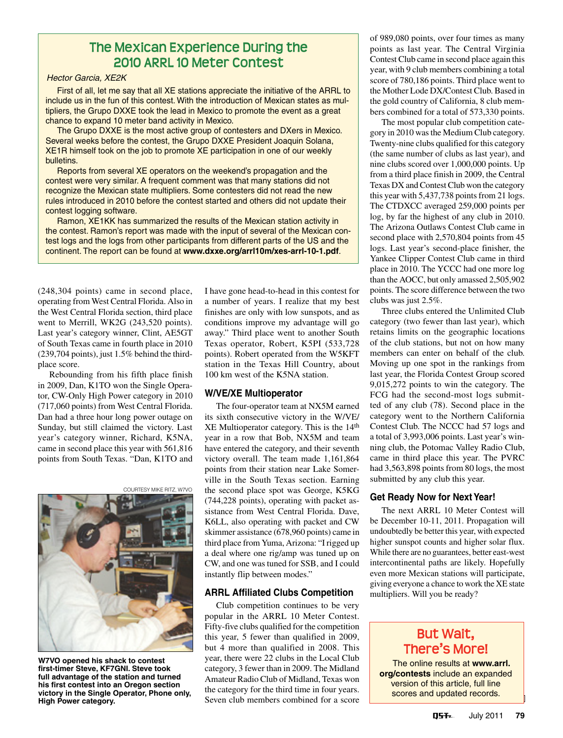## The Mexican Experience During the 2010 ARRL 10 Meter Contest

*Hector Garcia, XE2K*

First of all, let me say that all XE stations appreciate the initiative of the ARRL to include us in the fun of this contest. With the introduction of Mexican states as multipliers, the Grupo DXXE took the lead in Mexico to promote the event as a great chance to expand 10 meter band activity in Mexico.

The Grupo DXXE is the most active group of contesters and DXers in Mexico. Several weeks before the contest, the Grupo DXXE President Joaquin Solana, XE1R himself took on the job to promote XE participation in one of our weekly bulletins.

Reports from several XE operators on the weekend's propagation and the contest were very similar. A frequent comment was that many stations did not recognize the Mexican state multipliers. Some contesters did not read the new rules introduced in 2010 before the contest started and others did not update their contest logging software.

Ramon, XE1KK has summarized the results of the Mexican station activity in the contest. Ramon's report was made with the input of several of the Mexican contest logs and the logs from other participants from different parts of the US and the continent. The report can be found at **www.dxxe.org/arrl10m/xes-arrl-10-1.pdf**.

(248,304 points) came in second place, operating from West Central Florida. Also in the West Central Florida section, third place went to Merrill, WK2G (243,520 points). Last year's category winner, Clint, AE5GT of South Texas came in fourth place in 2010 (239,704 points), just 1.5% behind the third-place score.

Rebounding from his fifth place finish in 2009, Dan, K1TO won the Single Operator, CW-Only High Power category in 2010 (717,060 points) from West Central Florida. Dan had a three hour long power outage on Sunday, but still claimed the victory. Last year's category winner, Richard, K5NA, came in second place this year with 561,816 points from South Texas. "Dan, K1TO and I have gone head-to-head in this contest for a number of years. I realize that my best finishes are only with low sunspots, and as conditions improve my advantage will go away." Third place went to another South Texas operator, Robert, K5PI (533,728 points). Robert operated from the W5KFT station in the Texas Hill Country, about 100 km west of the K5NA station.

COURTESY MIKE RITZ, W7VO

**W7VO opened his shack to contest first-timer Steve, KF7GNI. Steve took full advantage of the station and turned his first contest into an Oregon section victory in the Single Operator, Phone only, High Power category.**

### W/VE/XE Multioperator

The four-operator team at NX5M earned its sixth consecutive victory in the W/VE/XE Multioperator category. This is the 14th year in a row that Bob, NX5M and team have entered the category, and their seventh victory overall. The team made 1,161,864 points from their station near Lake Somerville in the South Texas section. Earning the second place spot was George, K5KG (744,228 points), operating with packet assistance from West Central Florida. Dave, K6LL, also operating with packet and CW skimmer assistance (678,960 points) came in third place from Yuma, Arizona: "I rigged up a deal where one rig/amp was tuned up on CW, and one was tuned for SSB, and I could instantly flip between modes."

### ARRL Affiliated Clubs Competition

Club competition continues to be very popular in the ARRL 10 Meter Contest. Fifty-five clubs qualified for the competition this year, 5 fewer than qualified in 2009, but 4 more than qualified in 2008. This year, there were 22 clubs in the Local Club category, 3 fewer than in 2009. The Midland Amateur Radio Club of Midland, Texas won the category for the third time in four years. Seven club members combined for a score of 989,080 points, over four times as many points as last year. The Central Virginia Contest Club came in second place again this year, with 9 club members combining a total score of 780,186 points. Third place went to the Mother Lode DX/Contest Club. Based in the gold country of California, 8 club members combined for a total of 573,330 points.

The most popular club competition category in 2010 was the Medium Club category. Twenty-nine clubs qualified for this category (the same number of clubs as last year), and nine clubs scored over 1,000,000 points. Up from a third place finish in 2009, the Central Texas DX and Contest Club won the category this year with 5,437,738 points from 21 logs. The CTDXCC averaged 259,000 points per log, by far the highest of any club in 2010. The Arizona Outlaws Contest Club came in second place with 2,570,804 points from 45 logs. Last year's second-place finisher, the Yankee Clipper Contest Club came in third place in 2010. The YCCC had one more log than the AOCC, but only amassed 2,505,902 points. The score difference between the two clubs was just 2.5%.

Three clubs entered the Unlimited Club category (two fewer than last year), which retains limits on the geographic locations of the club stations, but not on how many members can enter on behalf of the club. Moving up one spot in the rankings from last year, the Florida Contest Group scored 9,015,272 points to win the category. The FCG had the second-most logs submitted of any club (78). Second place in the category went to the Northern California Contest Club. The NCCC had 57 logs and a total of 3,993,006 points. Last year's winning club, the Potomac Valley Radio Club, came in third place this year. The PVRC had 3,563,898 points from 80 logs, the most submitted by any club this year.

### Get Ready Now for Next Year!

The next ARRL 10 Meter Contest will be December 10-11, 2011. Propagation will undoubtedly be better this year, with expected higher sunspot counts and higher solar flux. While there are no guarantees, better east-west intercontinental paths are likely. Hopefully even more Mexican stations will participate, giving everyone a chance to work the XE state multipliers. Will you be ready?

## But Wait, There's More!

The online results at **www.arrl.org/contests** include an expanded version of this article, full line scores and updated records.